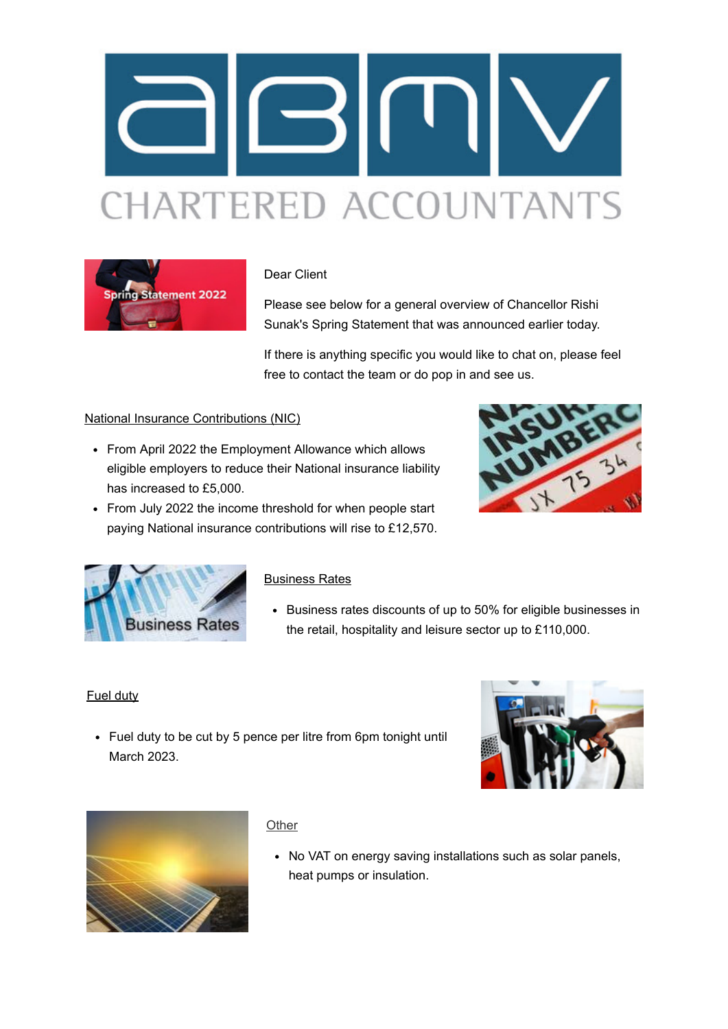Dear Client

Please see below for a general overview of Chancellor Rishi Sunak's Spring Statement that was announced earlier today.

If there is anything specific you would like to chat on, please feel free to contact the team or do pop in and see us.

## National Insurance Contributions (NIC)

- From April 2022 the Employment Allowance which allows eligible employers to reduce their National insurance liability has increased to £5,000.
- From July 2022 the income threshold for when people start paying National insurance contributions will rise to £12,570.

## Business Rates

- Business rates discounts of up to 50% for eligible businesses in the retail, hospitality and leisure sector up to £110,000.

## Fuel duty

- Fuel duty to be cut by 5 pence per litre from 6pm tonight until March 2023.

## Other

- No VAT on energy saving installations such as solar panels, heat pumps or insulation.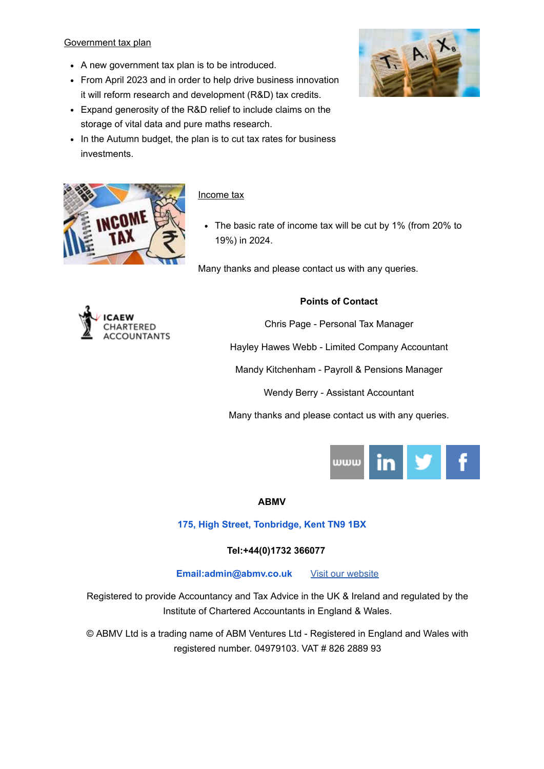Government tax plan

- A new government tax plan is to be introduced.
- From April 2023 and in order to help drive business innovation it will reform research and development (R&D) tax credits.
- Expand generosity of the R&D relief to include claims on the storage of vital data and pure maths research.
- In the Autumn budget, the plan is to cut tax rates for business investments.

Income tax

- The basic rate of income tax will be cut by 1% (from 20% to 19%) in 2024.

Many thanks and please contact us with any queries.

**Points of Contact**

Chris Page - Personal Tax Manager

Hayley Hawes Webb - Limited Company Accountant

Mandy Kitchenham - Payroll & Pensions Manager

Wendy Berry - Assistant Accountant

Many thanks and please contact us with any queries.

**ABMV**

**175, High Street, Tonbridge, Kent TN9 1BX**

**Tel:+44(0)1732 366077**

**Email:admin@abmv.co.uk** Visit our website

Registered to provide Accountancy and Tax Advice in the UK & Ireland and regulated by the Institute of Chartered Accountants in England & Wales.

© ABMV Ltd is a trading name of ABM Ventures Ltd - Registered in England and Wales with registered number. 04979103. VAT # 826 2889 93